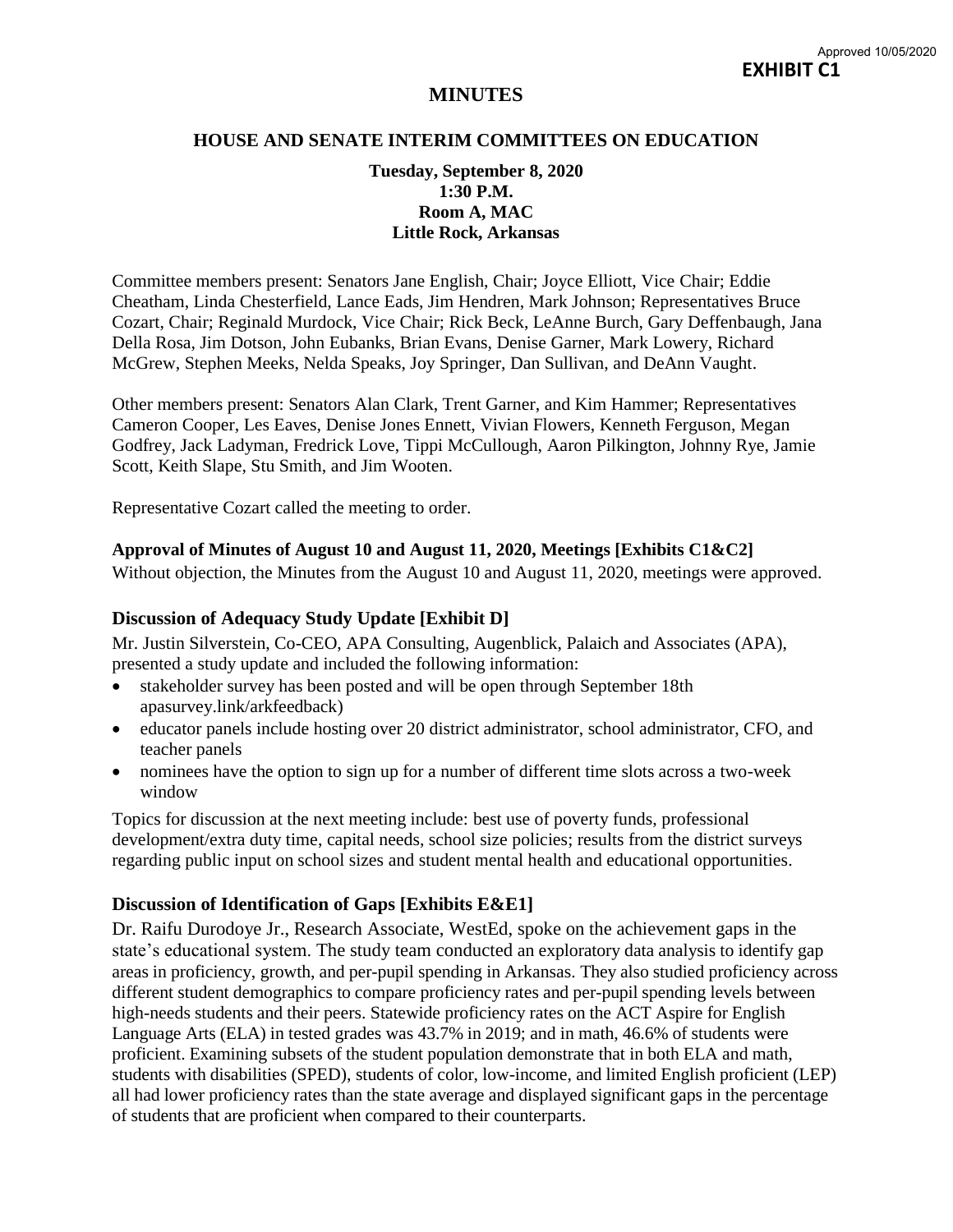Approved 10/05/2020

**EXHIBIT C1**

# MINUTES

## HOUSE AND SENATE INTERIM COMMITTEES ON EDUCATION

**Tuesday, September 8, 2020**
**1:30 P.M.**
**Room A, MAC**
**Little Rock, Arkansas**

Committee members present: Senators Jane English, Chair; Joyce Elliott, Vice Chair; Eddie Cheatham, Linda Chesterfield, Lance Eads, Jim Hendren, Mark Johnson; Representatives Bruce Cozart, Chair; Reginald Murdock, Vice Chair; Rick Beck, LeAnne Burch, Gary Deffenbaugh, Jana Della Rosa, Jim Dotson, John Eubanks, Brian Evans, Denise Garner, Mark Lowery, Richard McGrew, Stephen Meeks, Nelda Speaks, Joy Springer, Dan Sullivan, and DeAnn Vaught.

Other members present: Senators Alan Clark, Trent Garner, and Kim Hammer; Representatives Cameron Cooper, Les Eaves, Denise Jones Ennett, Vivian Flowers, Kenneth Ferguson, Megan Godfrey, Jack Ladyman, Fredrick Love, Tippi McCullough, Aaron Pilkington, Johnny Rye, Jamie Scott, Keith Slape, Stu Smith, and Jim Wooten.

Representative Cozart called the meeting to order.

### Approval of Minutes of August 10 and August 11, 2020, Meetings [Exhibits C1&C2]

Without objection, the Minutes from the August 10 and August 11, 2020, meetings were approved.

### Discussion of Adequacy Study Update [Exhibit D]

Mr. Justin Silverstein, Co-CEO, APA Consulting, Augenblick, Palaich and Associates (APA), presented a study update and included the following information:

- stakeholder survey has been posted and will be open through September 18th apasurvey.link/arkfeedback)
- educator panels include hosting over 20 district administrator, school administrator, CFO, and teacher panels
- nominees have the option to sign up for a number of different time slots across a two-week window

Topics for discussion at the next meeting include: best use of poverty funds, professional development/extra duty time, capital needs, school size policies; results from the district surveys regarding public input on school sizes and student mental health and educational opportunities.

### Discussion of Identification of Gaps [Exhibits E&E1]

Dr. Raifu Durodoye Jr., Research Associate, WestEd, spoke on the achievement gaps in the state's educational system. The study team conducted an exploratory data analysis to identify gap areas in proficiency, growth, and per-pupil spending in Arkansas. They also studied proficiency across different student demographics to compare proficiency rates and per-pupil spending levels between high-needs students and their peers. Statewide proficiency rates on the ACT Aspire for English Language Arts (ELA) in tested grades was 43.7% in 2019; and in math, 46.6% of students were proficient. Examining subsets of the student population demonstrate that in both ELA and math, students with disabilities (SPED), students of color, low-income, and limited English proficient (LEP) all had lower proficiency rates than the state average and displayed significant gaps in the percentage of students that are proficient when compared to their counterparts.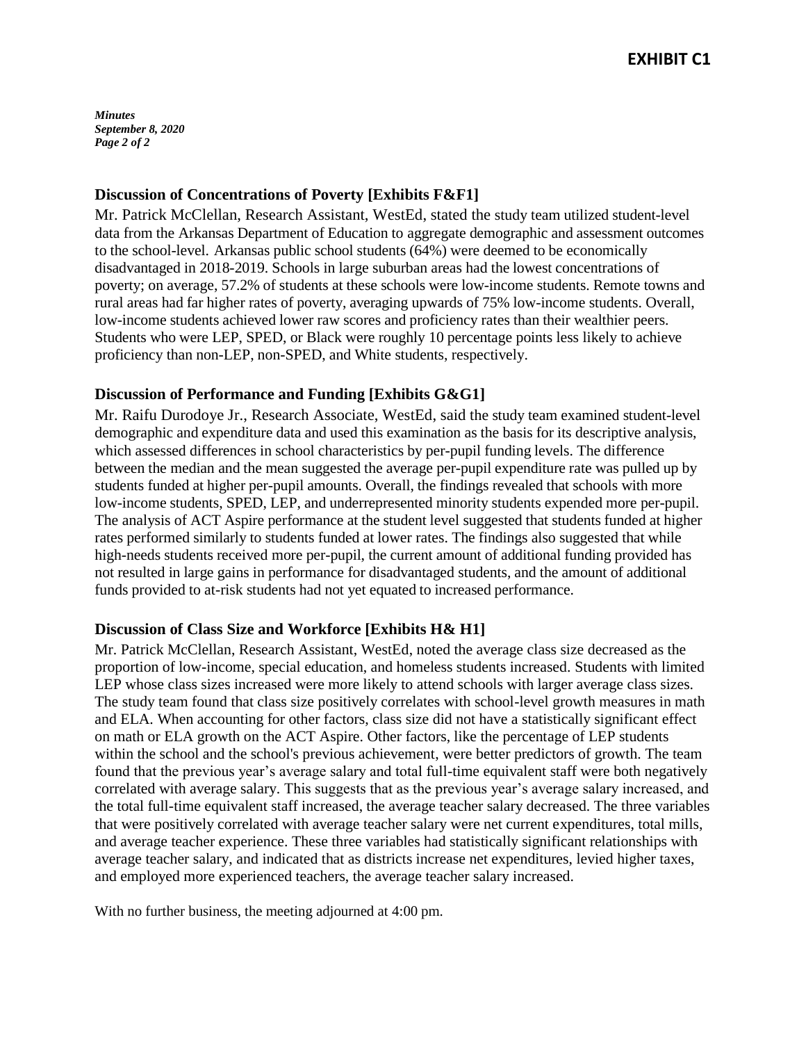## Discussion of Concentrations of Poverty [Exhibits F&F1]

Mr. Patrick McClellan, Research Assistant, WestEd, stated the study team utilized student-level data from the Arkansas Department of Education to aggregate demographic and assessment outcomes to the school-level. Arkansas public school students (64%) were deemed to be economically disadvantaged in 2018-2019. Schools in large suburban areas had the lowest concentrations of poverty; on average, 57.2% of students at these schools were low-income students. Remote towns and rural areas had far higher rates of poverty, averaging upwards of 75% low-income students. Overall, low-income students achieved lower raw scores and proficiency rates than their wealthier peers. Students who were LEP, SPED, or Black were roughly 10 percentage points less likely to achieve proficiency than non-LEP, non-SPED, and White students, respectively.

## Discussion of Performance and Funding [Exhibits G&G1]

Mr. Raifu Durodoye Jr., Research Associate, WestEd, said the study team examined student-level demographic and expenditure data and used this examination as the basis for its descriptive analysis, which assessed differences in school characteristics by per-pupil funding levels. The difference between the median and the mean suggested the average per-pupil expenditure rate was pulled up by students funded at higher per-pupil amounts. Overall, the findings revealed that schools with more low-income students, SPED, LEP, and underrepresented minority students expended more per-pupil. The analysis of ACT Aspire performance at the student level suggested that students funded at higher rates performed similarly to students funded at lower rates. The findings also suggested that while high-needs students received more per-pupil, the current amount of additional funding provided has not resulted in large gains in performance for disadvantaged students, and the amount of additional funds provided to at-risk students had not yet equated to increased performance.

## Discussion of Class Size and Workforce [Exhibits H& H1]

Mr. Patrick McClellan, Research Assistant, WestEd, noted the average class size decreased as the proportion of low-income, special education, and homeless students increased. Students with limited LEP whose class sizes increased were more likely to attend schools with larger average class sizes. The study team found that class size positively correlates with school-level growth measures in math and ELA. When accounting for other factors, class size did not have a statistically significant effect on math or ELA growth on the ACT Aspire. Other factors, like the percentage of LEP students within the school and the school's previous achievement, were better predictors of growth. The team found that the previous year's average salary and total full-time equivalent staff were both negatively correlated with average salary. This suggests that as the previous year's average salary increased, and the total full-time equivalent staff increased, the average teacher salary decreased. The three variables that were positively correlated with average teacher salary were net current expenditures, total mills, and average teacher experience. These three variables had statistically significant relationships with average teacher salary, and indicated that as districts increase net expenditures, levied higher taxes, and employed more experienced teachers, the average teacher salary increased.

With no further business, the meeting adjourned at 4:00 pm.